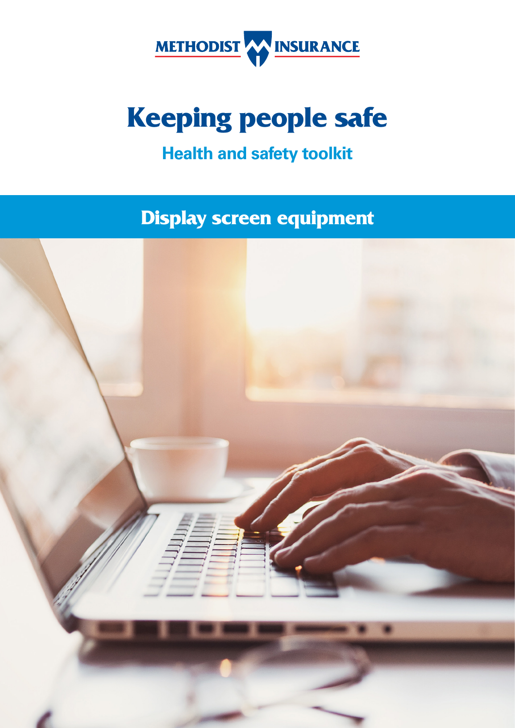METHODIST INSURANCE

# Keeping people safe

## Health and safety toolkit

## Display screen equipment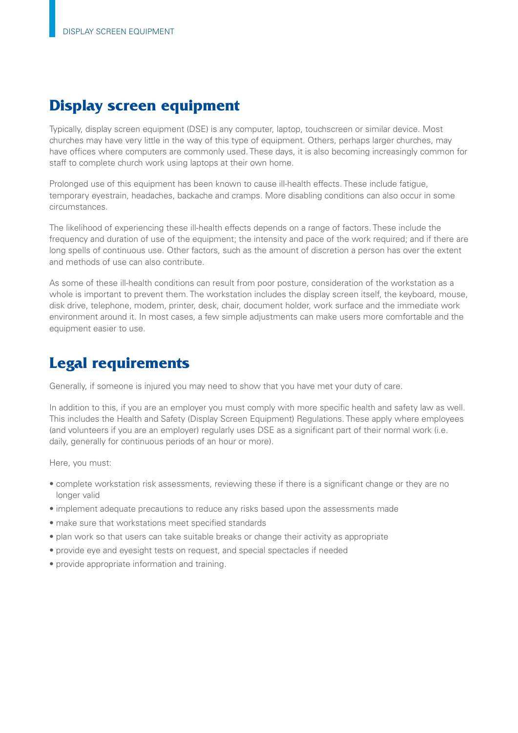## Display screen equipment

Typically, display screen equipment (DSE) is any computer, laptop, touchscreen or similar device. Most churches may have very little in the way of this type of equipment. Others, perhaps larger churches, may have offices where computers are commonly used. These days, it is also becoming increasingly common for staff to complete church work using laptops at their own home.

Prolonged use of this equipment has been known to cause ill-health effects. These include fatigue, temporary eyestrain, headaches, backache and cramps. More disabling conditions can also occur in some circumstances.

The likelihood of experiencing these ill-health effects depends on a range of factors. These include the frequency and duration of use of the equipment; the intensity and pace of the work required; and if there are long spells of continuous use. Other factors, such as the amount of discretion a person has over the extent and methods of use can also contribute.

As some of these ill-health conditions can result from poor posture, consideration of the workstation as a whole is important to prevent them. The workstation includes the display screen itself, the keyboard, mouse, disk drive, telephone, modem, printer, desk, chair, document holder, work surface and the immediate work environment around it. In most cases, a few simple adjustments can make users more comfortable and the equipment easier to use.

## Legal requirements

Generally, if someone is injured you may need to show that you have met your duty of care.

In addition to this, if you are an employer you must comply with more specific health and safety law as well. This includes the Health and Safety (Display Screen Equipment) Regulations. These apply where employees (and volunteers if you are an employer) regularly uses DSE as a significant part of their normal work (i.e. daily, generally for continuous periods of an hour or more).

Here, you must:

- complete workstation risk assessments, reviewing these if there is a significant change or they are no longer valid
- implement adequate precautions to reduce any risks based upon the assessments made
- make sure that workstations meet specified standards
- plan work so that users can take suitable breaks or change their activity as appropriate
- provide eye and eyesight tests on request, and special spectacles if needed
- provide appropriate information and training.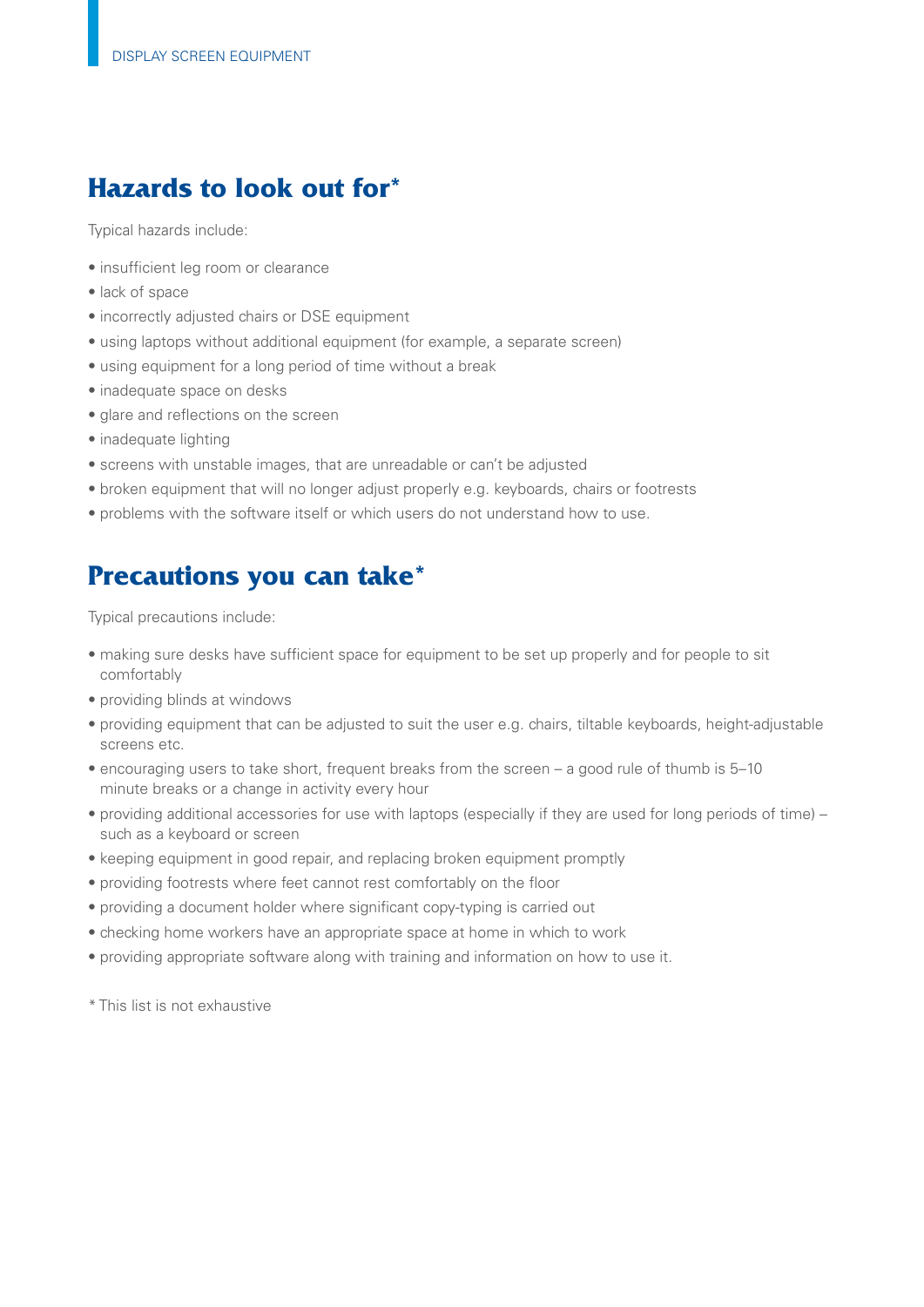## Hazards to look out for*

Typical hazards include:

- insufficient leg room or clearance
- lack of space
- incorrectly adjusted chairs or DSE equipment
- using laptops without additional equipment (for example, a separate screen)
- using equipment for a long period of time without a break
- inadequate space on desks
- glare and reflections on the screen
- inadequate lighting
- screens with unstable images, that are unreadable or can't be adjusted
- broken equipment that will no longer adjust properly e.g. keyboards, chairs or footrests
- problems with the software itself or which users do not understand how to use.

## Precautions you can take*

Typical precautions include:

- making sure desks have sufficient space for equipment to be set up properly and for people to sit comfortably
- providing blinds at windows
- providing equipment that can be adjusted to suit the user e.g. chairs, tiltable keyboards, height-adjustable screens etc.
- encouraging users to take short, frequent breaks from the screen – a good rule of thumb is 5–10 minute breaks or a change in activity every hour
- providing additional accessories for use with laptops (especially if they are used for long periods of time) – such as a keyboard or screen
- keeping equipment in good repair, and replacing broken equipment promptly
- providing footrests where feet cannot rest comfortably on the floor
- providing a document holder where significant copy-typing is carried out
- checking home workers have an appropriate space at home in which to work
- providing appropriate software along with training and information on how to use it.

* This list is not exhaustive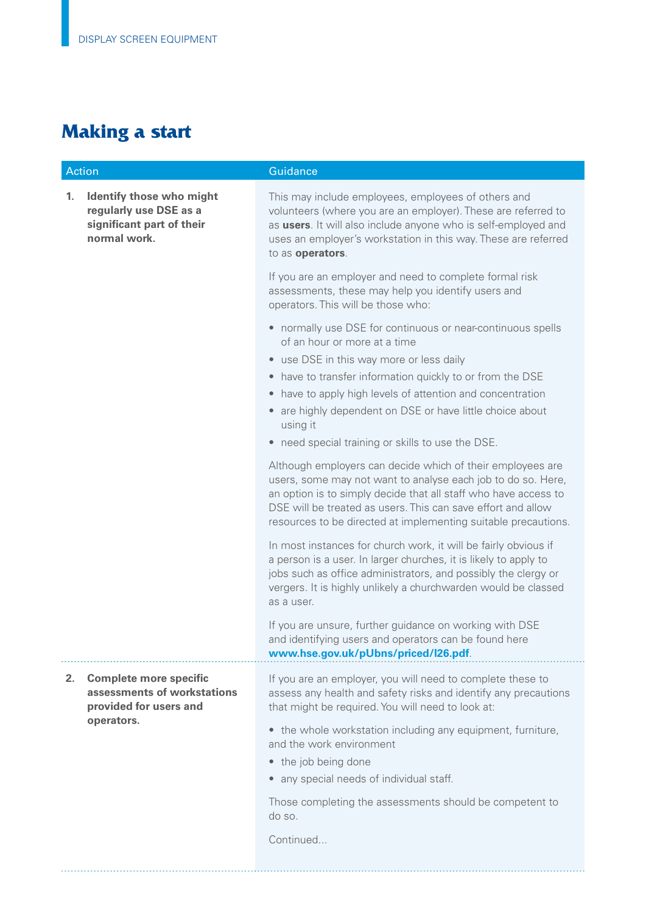# Making a start

| Action | Guidance |
| --- | --- |
| **1. Identify those who might regularly use DSE as a significant part of their normal work.** | This may include employees, employees of others and volunteers (where you are an employer). These are referred to as **users**. It will also include anyone who is self-employed and uses an employer's workstation in this way. These are referred to as **operators**.<br><br>If you are an employer and need to complete formal risk assessments, these may help you identify users and operators. This will be those who:<br><br>• normally use DSE for continuous or near-continuous spells of an hour or more at a time<br>• use DSE in this way more or less daily<br>• have to transfer information quickly to or from the DSE<br>• have to apply high levels of attention and concentration<br>• are highly dependent on DSE or have little choice about using it<br>• need special training or skills to use the DSE.<br><br>Although employers can decide which of their employees are users, some may not want to analyse each job to do so. Here, an option is to simply decide that all staff who have access to DSE will be treated as users. This can save effort and allow resources to be directed at implementing suitable precautions.<br><br>In most instances for church work, it will be fairly obvious if a person is a user. In larger churches, it is likely to apply to jobs such as office administrators, and possibly the clergy or vergers. It is highly unlikely a churchwarden would be classed as a user.<br><br>If you are unsure, further guidance on working with DSE and identifying users and operators can be found here **www.hse.gov.uk/pUbns/priced/l26.pdf**. |
| **2. Complete more specific assessments of workstations provided for users and operators.** | If you are an employer, you will need to complete these to assess any health and safety risks and identify any precautions that might be required. You will need to look at:<br><br>• the whole workstation including any equipment, furniture, and the work environment<br>• the job being done<br>• any special needs of individual staff.<br><br>Those completing the assessments should be competent to do so.<br><br>Continued... |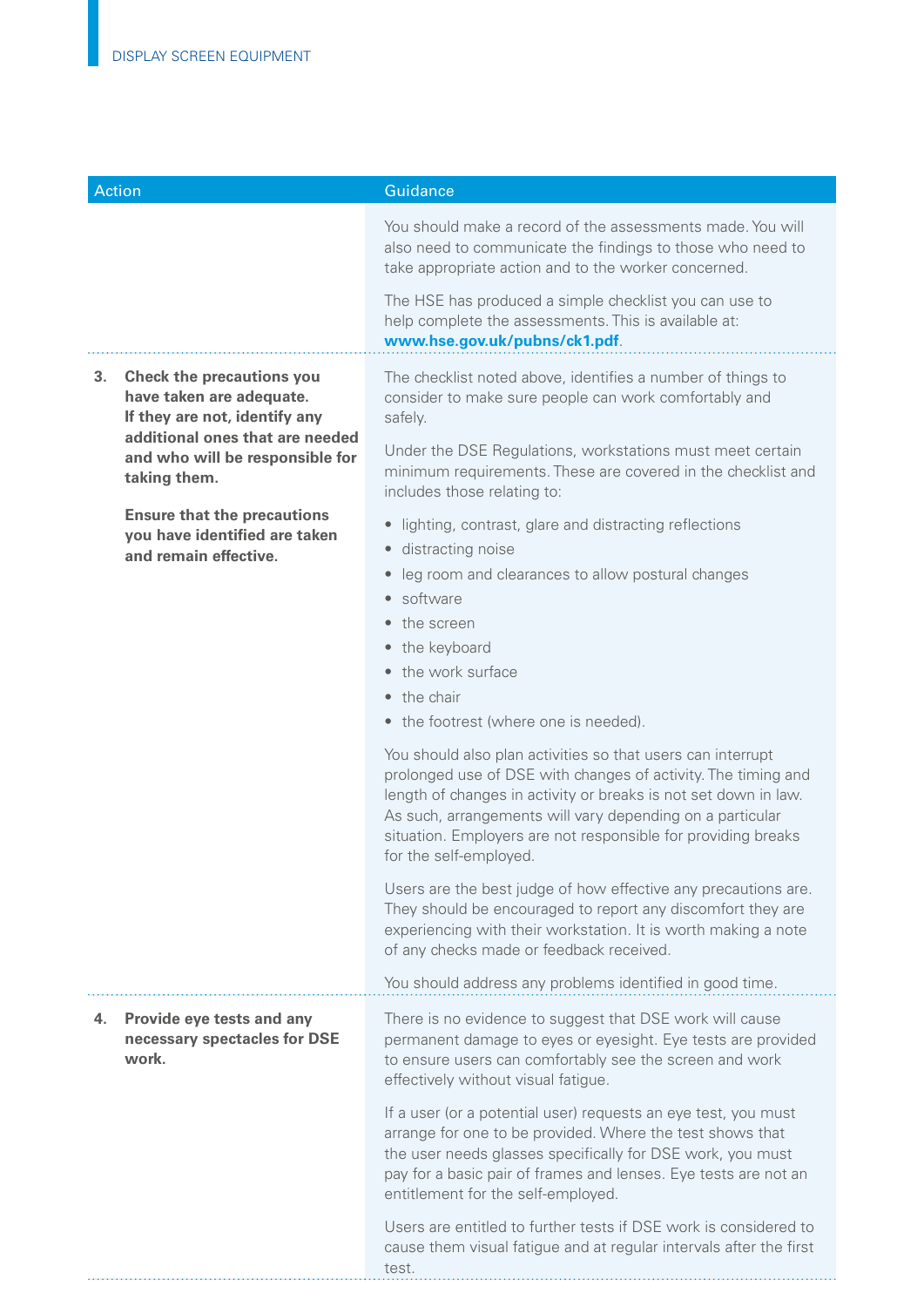| Action | Guidance |
|---|---|
| | You should make a record of the assessments made. You will also need to communicate the findings to those who need to take appropriate action and to the worker concerned.<br><br>The HSE has produced a simple checklist you can use to help complete the assessments. This is available at: **www.hse.gov.uk/pubns/ck1.pdf**. |
| **3. Check the precautions you have taken are adequate. If they are not, identify any additional ones that are needed and who will be responsible for taking them.**<br><br>**Ensure that the precautions you have identified are taken and remain effective.** | The checklist noted above, identifies a number of things to consider to make sure people can work comfortably and safely.<br><br>Under the DSE Regulations, workstations must meet certain minimum requirements. These are covered in the checklist and includes those relating to:<br><br>• lighting, contrast, glare and distracting reflections<br>• distracting noise<br>• leg room and clearances to allow postural changes<br>• software<br>• the screen<br>• the keyboard<br>• the work surface<br>• the chair<br>• the footrest (where one is needed).<br><br>You should also plan activities so that users can interrupt prolonged use of DSE with changes of activity. The timing and length of changes in activity or breaks is not set down in law. As such, arrangements will vary depending on a particular situation. Employers are not responsible for providing breaks for the self-employed.<br><br>Users are the best judge of how effective any precautions are. They should be encouraged to report any discomfort they are experiencing with their workstation. It is worth making a note of any checks made or feedback received.<br><br>You should address any problems identified in good time. |
| **4. Provide eye tests and any necessary spectacles for DSE work.** | There is no evidence to suggest that DSE work will cause permanent damage to eyes or eyesight. Eye tests are provided to ensure users can comfortably see the screen and work effectively without visual fatigue.<br><br>If a user (or a potential user) requests an eye test, you must arrange for one to be provided. Where the test shows that the user needs glasses specifically for DSE work, you must pay for a basic pair of frames and lenses. Eye tests are not an entitlement for the self-employed.<br><br>Users are entitled to further tests if DSE work is considered to cause them visual fatigue and at regular intervals after the first test. |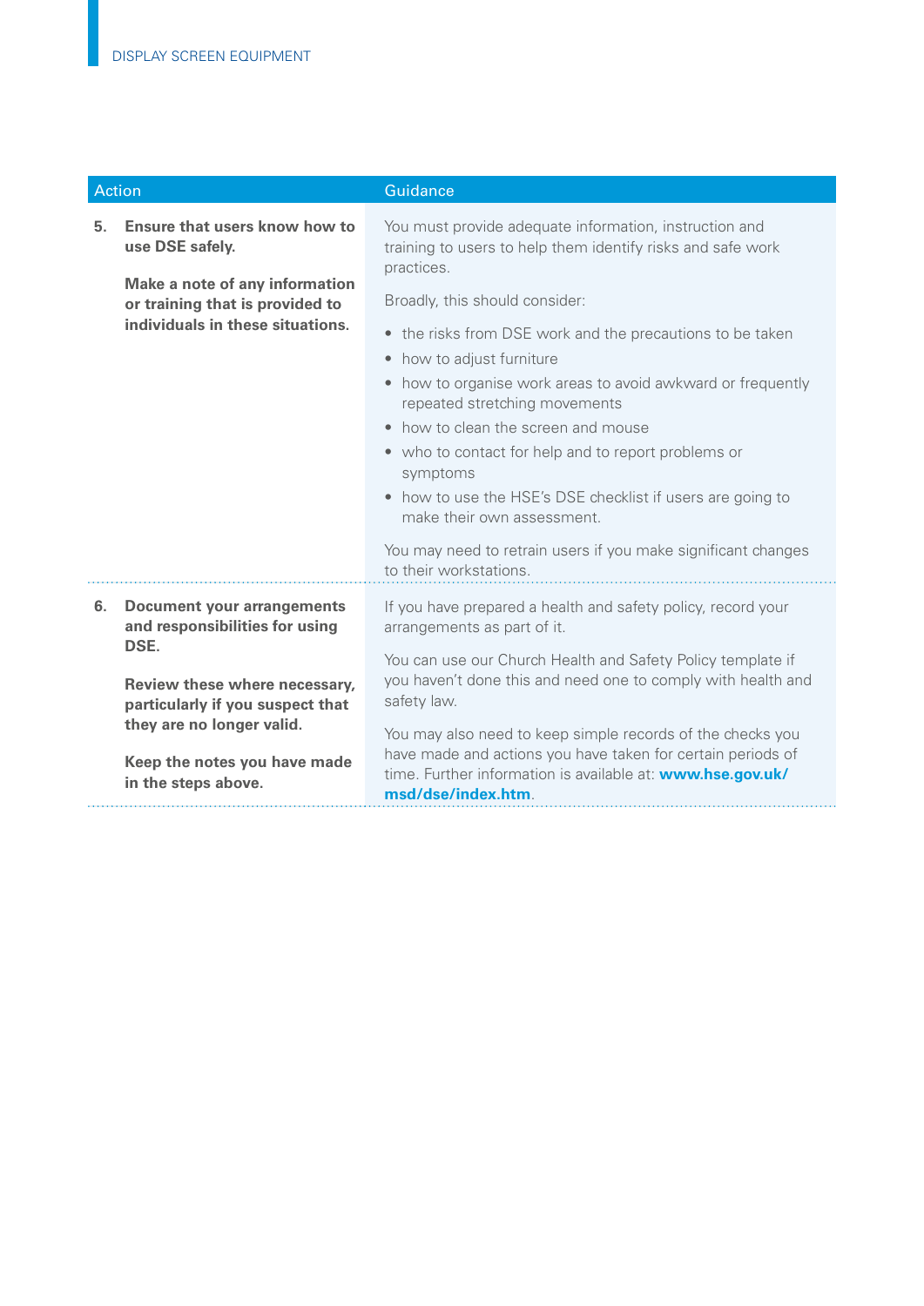| Action | Guidance |
|---|---|
| **5. Ensure that users know how to use DSE safely.**<br><br>**Make a note of any information or training that is provided to individuals in these situations.** | You must provide adequate information, instruction and training to users to help them identify risks and safe work practices.<br><br>Broadly, this should consider:<br><br>• the risks from DSE work and the precautions to be taken<br>• how to adjust furniture<br>• how to organise work areas to avoid awkward or frequently repeated stretching movements<br>• how to clean the screen and mouse<br>• who to contact for help and to report problems or symptoms<br>• how to use the HSE's DSE checklist if users are going to make their own assessment.<br><br>You may need to retrain users if you make significant changes to their workstations. |
| **6. Document your arrangements and responsibilities for using DSE.**<br><br>**Review these where necessary, particularly if you suspect that they are no longer valid.**<br><br>**Keep the notes you have made in the steps above.** | If you have prepared a health and safety policy, record your arrangements as part of it.<br><br>You can use our Church Health and Safety Policy template if you haven't done this and need one to comply with health and safety law.<br><br>You may also need to keep simple records of the checks you have made and actions you have taken for certain periods of time. Further information is available at: **www.hse.gov.uk/msd/dse/index.htm**. |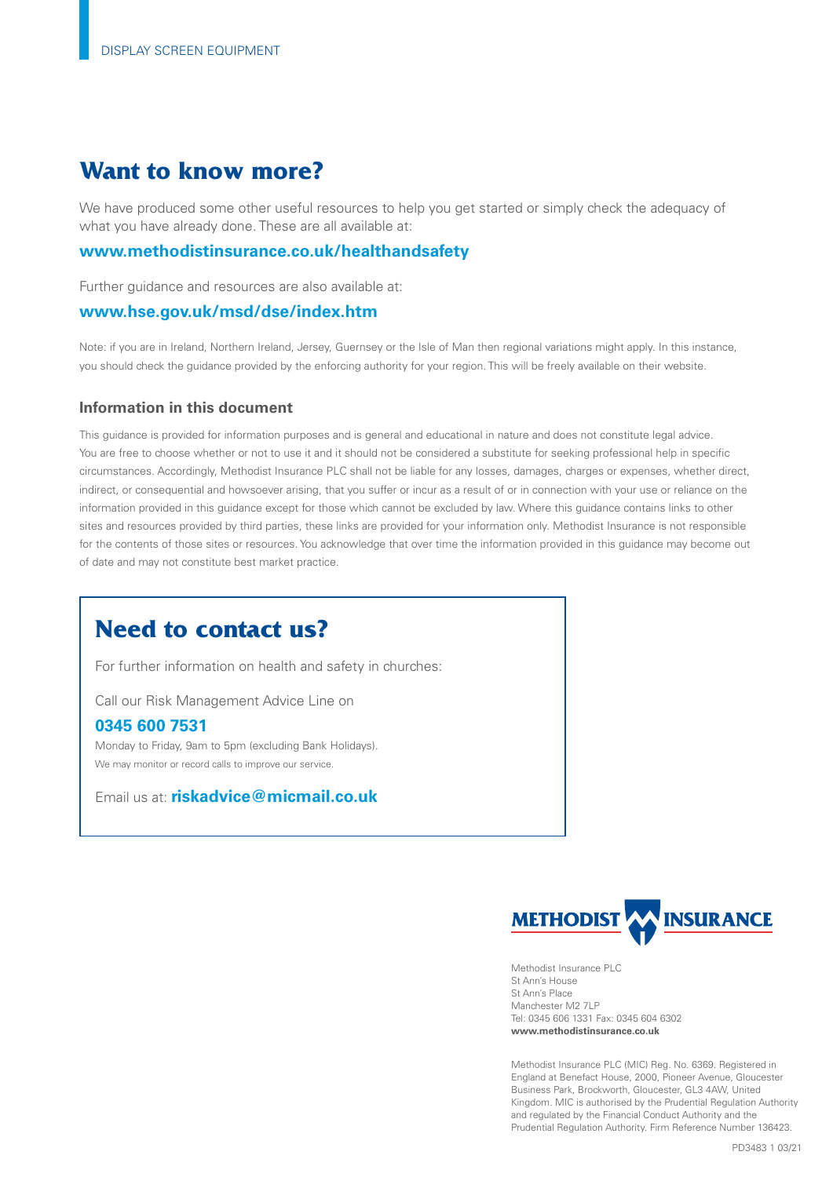## Want to know more?

We have produced some other useful resources to help you get started or simply check the adequacy of what you have already done. These are all available at:

**www.methodistinsurance.co.uk/healthandsafety**

Further guidance and resources are also available at:

**www.hse.gov.uk/msd/dse/index.htm**

Note: if you are in Ireland, Northern Ireland, Jersey, Guernsey or the Isle of Man then regional variations might apply. In this instance, you should check the guidance provided by the enforcing authority for your region. This will be freely available on their website.

### Information in this document

This guidance is provided for information purposes and is general and educational in nature and does not constitute legal advice. You are free to choose whether or not to use it and it should not be considered a substitute for seeking professional help in specific circumstances. Accordingly, Methodist Insurance PLC shall not be liable for any losses, damages, charges or expenses, whether direct, indirect, or consequential and howsoever arising, that you suffer or incur as a result of or in connection with your use or reliance on the information provided in this guidance except for those which cannot be excluded by law. Where this guidance contains links to other sites and resources provided by third parties, these links are provided for your information only. Methodist Insurance is not responsible for the contents of those sites or resources. You acknowledge that over time the information provided in this guidance may become out of date and may not constitute best market practice.

## Need to contact us?

For further information on health and safety in churches:

Call our Risk Management Advice Line on

**0345 600 7531**

Monday to Friday, 9am to 5pm (excluding Bank Holidays).
We may monitor or record calls to improve our service.

Email us at: **riskadvice@micmail.co.uk**

METHODIST INSURANCE

Methodist Insurance PLC
St Ann's House
St Ann's Place
Manchester M2 7LP
Tel: 0345 606 1331 Fax: 0345 604 6302
**www.methodistinsurance.co.uk**

Methodist Insurance PLC (MIC) Reg. No. 6369. Registered in England at Benefact House, 2000, Pioneer Avenue, Gloucester Business Park, Brockworth, Gloucester, GL3 4AW, United Kingdom. MIC is authorised by the Prudential Regulation Authority and regulated by the Financial Conduct Authority and the Prudential Regulation Authority. Firm Reference Number 136423.

PD3483 1 03/21